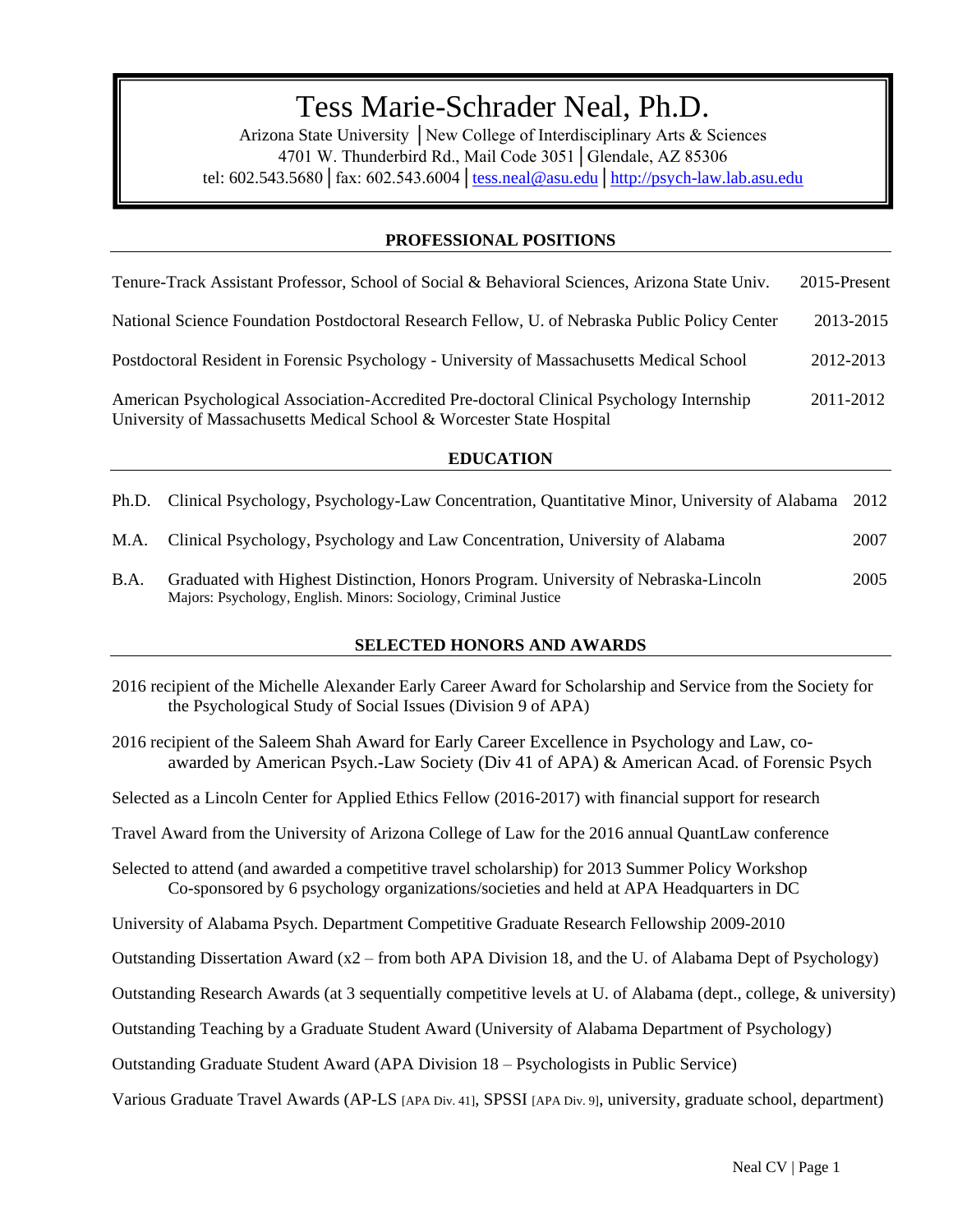# Tess Marie-Schrader Neal, Ph.D.

Arizona State University │New College of Interdisciplinary Arts & Sciences
4701 W. Thunderbird Rd., Mail Code 3051│Glendale, AZ 85306
tel: 602.543.5680│fax: 602.543.6004│tess.neal@asu.edu│http://psych-law.lab.asu.edu

## PROFESSIONAL POSITIONS

Tenure-Track Assistant Professor, School of Social & Behavioral Sciences, Arizona State Univ. — 2015-Present

National Science Foundation Postdoctoral Research Fellow, U. of Nebraska Public Policy Center — 2013-2015

Postdoctoral Resident in Forensic Psychology - University of Massachusetts Medical School — 2012-2013

American Psychological Association-Accredited Pre-doctoral Clinical Psychology Internship
University of Massachusetts Medical School & Worcester State Hospital — 2011-2012

## EDUCATION

Ph.D. Clinical Psychology, Psychology-Law Concentration, Quantitative Minor, University of Alabama — 2012

M.A. Clinical Psychology, Psychology and Law Concentration, University of Alabama — 2007

B.A. Graduated with Highest Distinction, Honors Program. University of Nebraska-Lincoln — 2005
Majors: Psychology, English. Minors: Sociology, Criminal Justice

## SELECTED HONORS AND AWARDS

2016 recipient of the Michelle Alexander Early Career Award for Scholarship and Service from the Society for the Psychological Study of Social Issues (Division 9 of APA)

2016 recipient of the Saleem Shah Award for Early Career Excellence in Psychology and Law, co-awarded by American Psych.-Law Society (Div 41 of APA) & American Acad. of Forensic Psych

Selected as a Lincoln Center for Applied Ethics Fellow (2016-2017) with financial support for research

Travel Award from the University of Arizona College of Law for the 2016 annual QuantLaw conference

Selected to attend (and awarded a competitive travel scholarship) for 2013 Summer Policy Workshop Co-sponsored by 6 psychology organizations/societies and held at APA Headquarters in DC

University of Alabama Psych. Department Competitive Graduate Research Fellowship 2009-2010

Outstanding Dissertation Award (x2 – from both APA Division 18, and the U. of Alabama Dept of Psychology)

Outstanding Research Awards (at 3 sequentially competitive levels at U. of Alabama (dept., college, & university)

Outstanding Teaching by a Graduate Student Award (University of Alabama Department of Psychology)

Outstanding Graduate Student Award (APA Division 18 – Psychologists in Public Service)

Various Graduate Travel Awards (AP-LS [APA Div. 41], SPSSI [APA Div. 9], university, graduate school, department)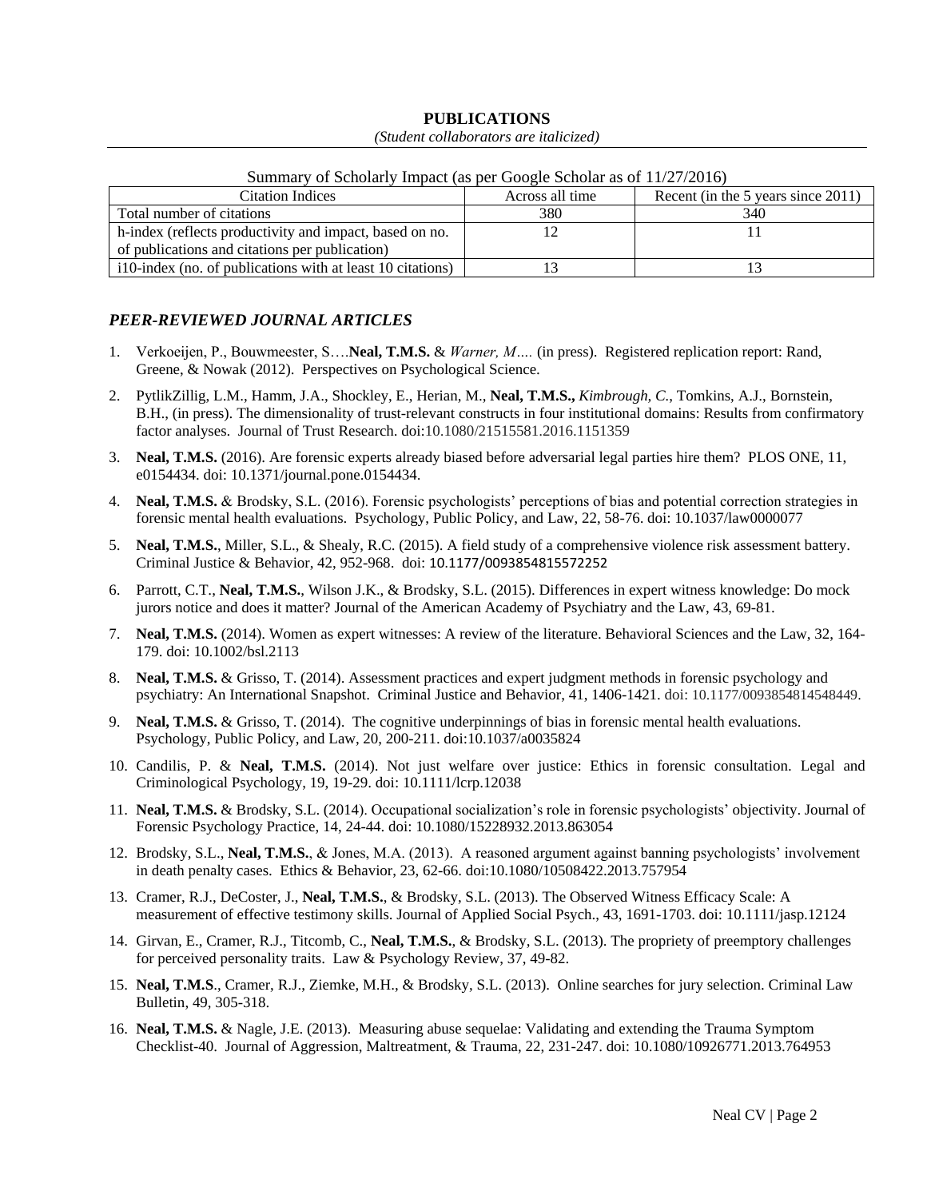## PUBLICATIONS

*(Student collaborators are italicized)*

Summary of Scholarly Impact (as per Google Scholar as of 11/27/2016)

| Citation Indices | Across all time | Recent (in the 5 years since 2011) |
|---|---|---|
| Total number of citations | 380 | 340 |
| h-index (reflects productivity and impact, based on no. of publications and citations per publication) | 12 | 11 |
| i10-index (no. of publications with at least 10 citations) | 13 | 13 |

### *PEER-REVIEWED JOURNAL ARTICLES*

1. Verkoeijen, P., Bouwmeester, S….**Neal, T.M.S.** & *Warner, M*…. (in press). Registered replication report: Rand, Greene, & Nowak (2012). Perspectives on Psychological Science.
2. PytlikZillig, L.M., Hamm, J.A., Shockley, E., Herian, M., **Neal, T.M.S.,** *Kimbrough, C.*, Tomkins, A.J., Bornstein, B.H., (in press). The dimensionality of trust-relevant constructs in four institutional domains: Results from confirmatory factor analyses. Journal of Trust Research. doi:10.1080/21515581.2016.1151359
3. **Neal, T.M.S.** (2016). Are forensic experts already biased before adversarial legal parties hire them? PLOS ONE, 11, e0154434. doi: 10.1371/journal.pone.0154434.
4. **Neal, T.M.S.** & Brodsky, S.L. (2016). Forensic psychologists' perceptions of bias and potential correction strategies in forensic mental health evaluations. Psychology, Public Policy, and Law, 22, 58-76. doi: 10.1037/law0000077
5. **Neal, T.M.S.**, Miller, S.L., & Shealy, R.C. (2015). A field study of a comprehensive violence risk assessment battery. Criminal Justice & Behavior, 42, 952-968. doi: 10.1177/0093854815572252
6. Parrott, C.T., **Neal, T.M.S.**, Wilson J.K., & Brodsky, S.L. (2015). Differences in expert witness knowledge: Do mock jurors notice and does it matter? Journal of the American Academy of Psychiatry and the Law, 43, 69-81.
7. **Neal, T.M.S.** (2014). Women as expert witnesses: A review of the literature. Behavioral Sciences and the Law, 32, 164-179. doi: 10.1002/bsl.2113
8. **Neal, T.M.S.** & Grisso, T. (2014). Assessment practices and expert judgment methods in forensic psychology and psychiatry: An International Snapshot. Criminal Justice and Behavior, 41, 1406-1421. doi: 10.1177/0093854814548449.
9. **Neal, T.M.S.** & Grisso, T. (2014). The cognitive underpinnings of bias in forensic mental health evaluations. Psychology, Public Policy, and Law, 20, 200-211. doi:10.1037/a0035824
10. Candilis, P. & **Neal, T.M.S.** (2014). Not just welfare over justice: Ethics in forensic consultation. Legal and Criminological Psychology, 19, 19-29. doi: 10.1111/lcrp.12038
11. **Neal, T.M.S.** & Brodsky, S.L. (2014). Occupational socialization's role in forensic psychologists' objectivity. Journal of Forensic Psychology Practice, 14, 24-44. doi: 10.1080/15228932.2013.863054
12. Brodsky, S.L., **Neal, T.M.S.**, & Jones, M.A. (2013). A reasoned argument against banning psychologists' involvement in death penalty cases. Ethics & Behavior, 23, 62-66. doi:10.1080/10508422.2013.757954
13. Cramer, R.J., DeCoster, J., **Neal, T.M.S.**, & Brodsky, S.L. (2013). The Observed Witness Efficacy Scale: A measurement of effective testimony skills. Journal of Applied Social Psych., 43, 1691-1703. doi: 10.1111/jasp.12124
14. Girvan, E., Cramer, R.J., Titcomb, C., **Neal, T.M.S.**, & Brodsky, S.L. (2013). The propriety of preemptory challenges for perceived personality traits. Law & Psychology Review, 37, 49-82.
15. **Neal, T.M.S**., Cramer, R.J., Ziemke, M.H., & Brodsky, S.L. (2013). Online searches for jury selection. Criminal Law Bulletin, 49, 305-318.
16. **Neal, T.M.S.** & Nagle, J.E. (2013). Measuring abuse sequelae: Validating and extending the Trauma Symptom Checklist-40. Journal of Aggression, Maltreatment, & Trauma, 22, 231-247. doi: 10.1080/10926771.2013.764953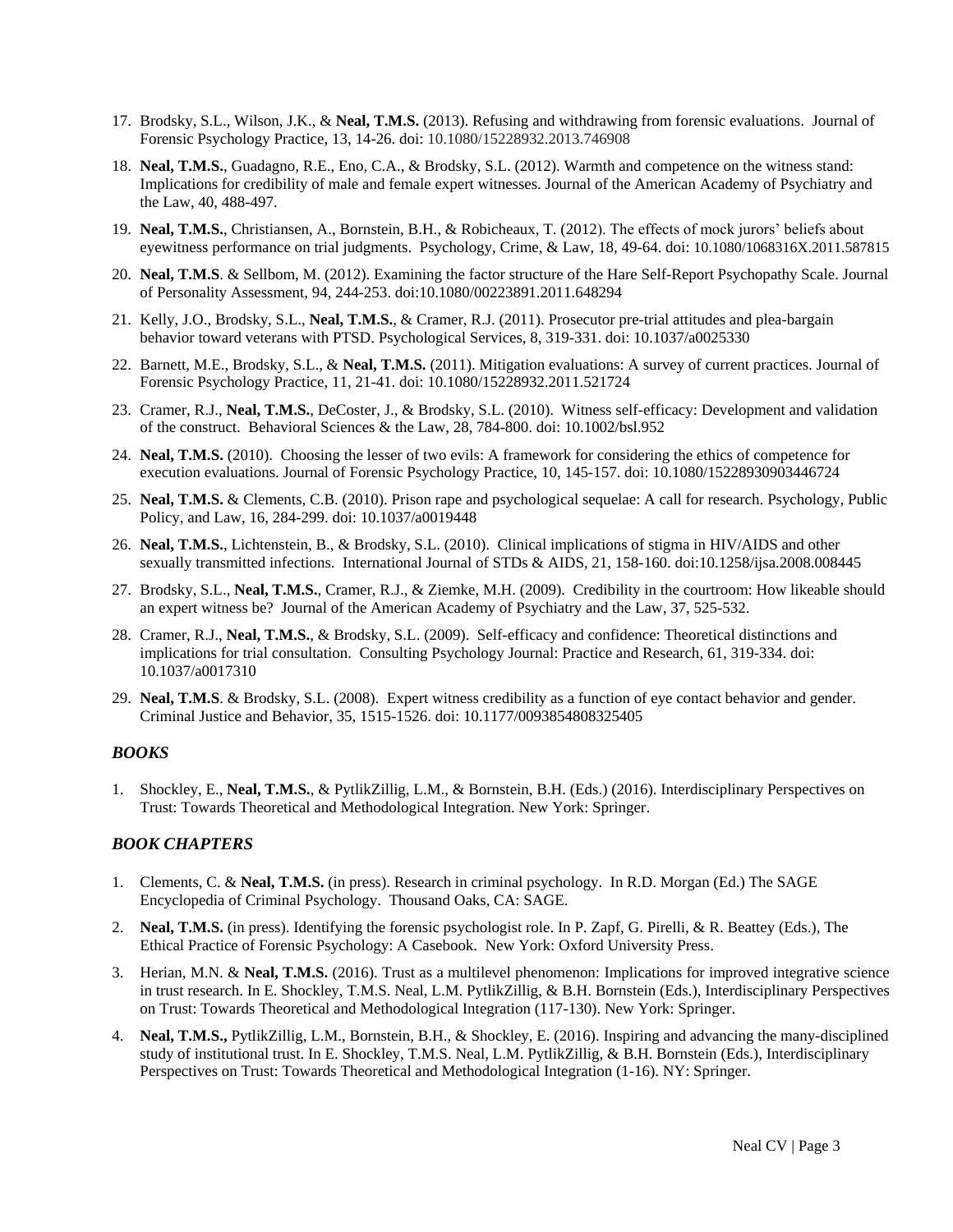17. Brodsky, S.L., Wilson, J.K., & **Neal, T.M.S.** (2013). Refusing and withdrawing from forensic evaluations. Journal of Forensic Psychology Practice, 13, 14-26. doi: 10.1080/15228932.2013.746908
18. **Neal, T.M.S.**, Guadagno, R.E., Eno, C.A., & Brodsky, S.L. (2012). Warmth and competence on the witness stand: Implications for credibility of male and female expert witnesses. Journal of the American Academy of Psychiatry and the Law, 40, 488-497.
19. **Neal, T.M.S.**, Christiansen, A., Bornstein, B.H., & Robicheaux, T. (2012). The effects of mock jurors' beliefs about eyewitness performance on trial judgments. Psychology, Crime, & Law, 18, 49-64. doi: 10.1080/1068316X.2011.587815
20. **Neal, T.M.S**. & Sellbom, M. (2012). Examining the factor structure of the Hare Self-Report Psychopathy Scale. Journal of Personality Assessment, 94, 244-253. doi:10.1080/00223891.2011.648294
21. Kelly, J.O., Brodsky, S.L., **Neal, T.M.S.**, & Cramer, R.J. (2011). Prosecutor pre-trial attitudes and plea-bargain behavior toward veterans with PTSD. Psychological Services, 8, 319-331. doi: 10.1037/a0025330
22. Barnett, M.E., Brodsky, S.L., & **Neal, T.M.S.** (2011). Mitigation evaluations: A survey of current practices. Journal of Forensic Psychology Practice, 11, 21-41. doi: 10.1080/15228932.2011.521724
23. Cramer, R.J., **Neal, T.M.S.**, DeCoster, J., & Brodsky, S.L. (2010). Witness self-efficacy: Development and validation of the construct. Behavioral Sciences & the Law, 28, 784-800. doi: 10.1002/bsl.952
24. **Neal, T.M.S.** (2010). Choosing the lesser of two evils: A framework for considering the ethics of competence for execution evaluations. Journal of Forensic Psychology Practice, 10, 145-157. doi: 10.1080/15228930903446724
25. **Neal, T.M.S.** & Clements, C.B. (2010). Prison rape and psychological sequelae: A call for research. Psychology, Public Policy, and Law, 16, 284-299. doi: 10.1037/a0019448
26. **Neal, T.M.S.**, Lichtenstein, B., & Brodsky, S.L. (2010). Clinical implications of stigma in HIV/AIDS and other sexually transmitted infections. International Journal of STDs & AIDS, 21, 158-160. doi:10.1258/ijsa.2008.008445
27. Brodsky, S.L., **Neal, T.M.S.**, Cramer, R.J., & Ziemke, M.H. (2009). Credibility in the courtroom: How likeable should an expert witness be? Journal of the American Academy of Psychiatry and the Law, 37, 525-532.
28. Cramer, R.J., **Neal, T.M.S.**, & Brodsky, S.L. (2009). Self-efficacy and confidence: Theoretical distinctions and implications for trial consultation. Consulting Psychology Journal: Practice and Research, 61, 319-334. doi: 10.1037/a0017310
29. **Neal, T.M.S**. & Brodsky, S.L. (2008). Expert witness credibility as a function of eye contact behavior and gender. Criminal Justice and Behavior, 35, 1515-1526. doi: 10.1177/0093854808325405

### *BOOKS*

1. Shockley, E., **Neal, T.M.S.**, & PytlikZillig, L.M., & Bornstein, B.H. (Eds.) (2016). Interdisciplinary Perspectives on Trust: Towards Theoretical and Methodological Integration. New York: Springer.

### *BOOK CHAPTERS*

1. Clements, C. & **Neal, T.M.S.** (in press). Research in criminal psychology. In R.D. Morgan (Ed.) The SAGE Encyclopedia of Criminal Psychology. Thousand Oaks, CA: SAGE.
2. **Neal, T.M.S.** (in press). Identifying the forensic psychologist role. In P. Zapf, G. Pirelli, & R. Beattey (Eds.), The Ethical Practice of Forensic Psychology: A Casebook. New York: Oxford University Press.
3. Herian, M.N. & **Neal, T.M.S.** (2016). Trust as a multilevel phenomenon: Implications for improved integrative science in trust research. In E. Shockley, T.M.S. Neal, L.M. PytlikZillig, & B.H. Bornstein (Eds.), Interdisciplinary Perspectives on Trust: Towards Theoretical and Methodological Integration (117-130). New York: Springer.
4. **Neal, T.M.S.,** PytlikZillig, L.M., Bornstein, B.H., & Shockley, E. (2016). Inspiring and advancing the many-disciplined study of institutional trust. In E. Shockley, T.M.S. Neal, L.M. PytlikZillig, & B.H. Bornstein (Eds.), Interdisciplinary Perspectives on Trust: Towards Theoretical and Methodological Integration (1-16). NY: Springer.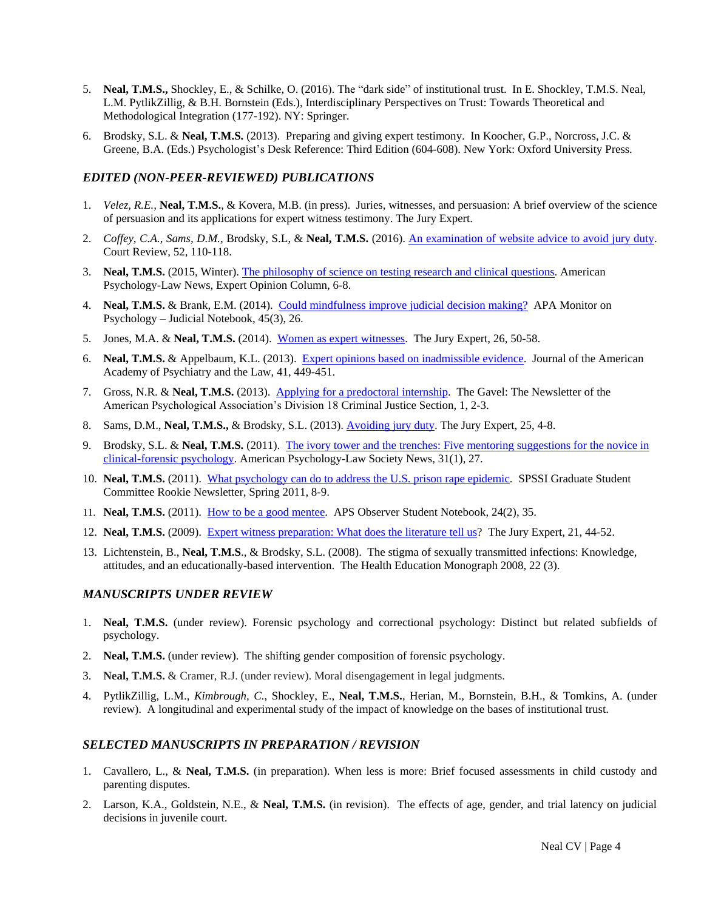5. **Neal, T.M.S.,** Shockley, E., & Schilke, O. (2016). The "dark side" of institutional trust. In E. Shockley, T.M.S. Neal, L.M. PytlikZillig, & B.H. Bornstein (Eds.), Interdisciplinary Perspectives on Trust: Towards Theoretical and Methodological Integration (177-192). NY: Springer.

6. Brodsky, S.L. & **Neal, T.M.S.** (2013). Preparing and giving expert testimony. In Koocher, G.P., Norcross, J.C. & Greene, B.A. (Eds.) Psychologist's Desk Reference: Third Edition (604-608). New York: Oxford University Press.

### *EDITED (NON-PEER-REVIEWED) PUBLICATIONS*

1. *Velez, R.E.,* **Neal, T.M.S.**, & Kovera, M.B. (in press). Juries, witnesses, and persuasion: A brief overview of the science of persuasion and its applications for expert witness testimony. The Jury Expert.

2. *Coffey, C.A.*, *Sams, D.M.*, Brodsky, S.L, & **Neal, T.M.S.** (2016). An examination of website advice to avoid jury duty. Court Review, 52, 110-118.

3. **Neal, T.M.S.** (2015, Winter). The philosophy of science on testing research and clinical questions. American Psychology-Law News, Expert Opinion Column, 6-8.

4. **Neal, T.M.S.** & Brank, E.M. (2014). Could mindfulness improve judicial decision making? APA Monitor on Psychology – Judicial Notebook, 45(3), 26.

5. Jones, M.A. & **Neal, T.M.S.** (2014). Women as expert witnesses. The Jury Expert, 26, 50-58.

6. **Neal, T.M.S.** & Appelbaum, K.L. (2013). Expert opinions based on inadmissible evidence. Journal of the American Academy of Psychiatry and the Law, 41, 449-451.

7. Gross, N.R. & **Neal, T.M.S.** (2013). Applying for a predoctoral internship. The Gavel: The Newsletter of the American Psychological Association's Division 18 Criminal Justice Section, 1, 2-3.

8. Sams, D.M., **Neal, T.M.S.,** & Brodsky, S.L. (2013). Avoiding jury duty. The Jury Expert, 25, 4-8.

9. Brodsky, S.L. & **Neal, T.M.S.** (2011). The ivory tower and the trenches: Five mentoring suggestions for the novice in clinical-forensic psychology. American Psychology-Law Society News, 31(1), 27.

10. **Neal, T.M.S.** (2011). What psychology can do to address the U.S. prison rape epidemic. SPSSI Graduate Student Committee Rookie Newsletter, Spring 2011, 8-9.

11. **Neal, T.M.S.** (2011). How to be a good mentee. APS Observer Student Notebook, 24(2), 35.

12. **Neal, T.M.S.** (2009). Expert witness preparation: What does the literature tell us? The Jury Expert, 21, 44-52.

13. Lichtenstein, B., **Neal, T.M.S**., & Brodsky, S.L. (2008). The stigma of sexually transmitted infections: Knowledge, attitudes, and an educationally-based intervention. The Health Education Monograph 2008, 22 (3).

### *MANUSCRIPTS UNDER REVIEW*

1. **Neal, T.M.S.** (under review). Forensic psychology and correctional psychology: Distinct but related subfields of psychology.

2. **Neal, T.M.S.** (under review). The shifting gender composition of forensic psychology.

3. **Neal, T.M.S.** & Cramer, R.J. (under review). Moral disengagement in legal judgments.

4. PytlikZillig, L.M., *Kimbrough, C.*, Shockley, E., **Neal, T.M.S.**, Herian, M., Bornstein, B.H., & Tomkins, A. (under review). A longitudinal and experimental study of the impact of knowledge on the bases of institutional trust.

### *SELECTED MANUSCRIPTS IN PREPARATION / REVISION*

1. Cavallero, L., & **Neal, T.M.S.** (in preparation). When less is more: Brief focused assessments in child custody and parenting disputes.

2. Larson, K.A., Goldstein, N.E., & **Neal, T.M.S.** (in revision). The effects of age, gender, and trial latency on judicial decisions in juvenile court.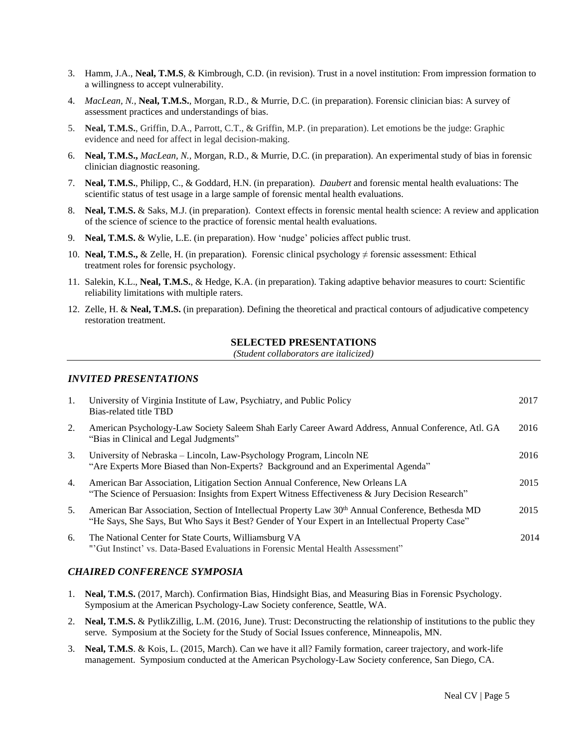3. Hamm, J.A., **Neal, T.M.S**, & Kimbrough, C.D. (in revision). Trust in a novel institution: From impression formation to a willingness to accept vulnerability.
4. *MacLean, N.*, **Neal, T.M.S.**, Morgan, R.D., & Murrie, D.C. (in preparation). Forensic clinician bias: A survey of assessment practices and understandings of bias.
5. **Neal, T.M.S.**, Griffin, D.A., Parrott, C.T., & Griffin, M.P. (in preparation). Let emotions be the judge: Graphic evidence and need for affect in legal decision-making.
6. **Neal, T.M.S.,** *MacLean, N.*, Morgan, R.D., & Murrie, D.C. (in preparation). An experimental study of bias in forensic clinician diagnostic reasoning.
7. **Neal, T.M.S.**, Philipp, C., & Goddard, H.N. (in preparation). *Daubert* and forensic mental health evaluations: The scientific status of test usage in a large sample of forensic mental health evaluations.
8. **Neal, T.M.S.** & Saks, M.J. (in preparation). Context effects in forensic mental health science: A review and application of the science of science to the practice of forensic mental health evaluations.
9. **Neal, T.M.S.** & Wylie, L.E. (in preparation). How 'nudge' policies affect public trust.
10. **Neal, T.M.S.,** & Zelle, H. (in preparation). Forensic clinical psychology ≠ forensic assessment: Ethical treatment roles for forensic psychology.
11. Salekin, K.L., **Neal, T.M.S.**, & Hedge, K.A. (in preparation). Taking adaptive behavior measures to court: Scientific reliability limitations with multiple raters.
12. Zelle, H. & **Neal, T.M.S.** (in preparation). Defining the theoretical and practical contours of adjudicative competency restoration treatment.

## SELECTED PRESENTATIONS

*(Student collaborators are italicized)*

### *INVITED PRESENTATIONS*

1. University of Virginia Institute of Law, Psychiatry, and Public Policy — 2017
   Bias-related title TBD
2. American Psychology-Law Society Saleem Shah Early Career Award Address, Annual Conference, Atl. GA — 2016
   "Bias in Clinical and Legal Judgments"
3. University of Nebraska – Lincoln, Law-Psychology Program, Lincoln NE — 2016
   "Are Experts More Biased than Non-Experts? Background and an Experimental Agenda"
4. American Bar Association, Litigation Section Annual Conference, New Orleans LA — 2015
   "The Science of Persuasion: Insights from Expert Witness Effectiveness & Jury Decision Research"
5. American Bar Association, Section of Intellectual Property Law 30th Annual Conference, Bethesda MD — 2015
   "He Says, She Says, But Who Says it Best? Gender of Your Expert in an Intellectual Property Case"
6. The National Center for State Courts, Williamsburg VA — 2014
   "'Gut Instinct' vs. Data-Based Evaluations in Forensic Mental Health Assessment"

### *CHAIRED CONFERENCE SYMPOSIA*

1. **Neal, T.M.S.** (2017, March). Confirmation Bias, Hindsight Bias, and Measuring Bias in Forensic Psychology. Symposium at the American Psychology-Law Society conference, Seattle, WA.
2. **Neal, T.M.S.** & PytlikZillig, L.M. (2016, June). Trust: Deconstructing the relationship of institutions to the public they serve. Symposium at the Society for the Study of Social Issues conference, Minneapolis, MN.
3. **Neal, T.M.S**. & Kois, L. (2015, March). Can we have it all? Family formation, career trajectory, and work-life management. Symposium conducted at the American Psychology-Law Society conference, San Diego, CA.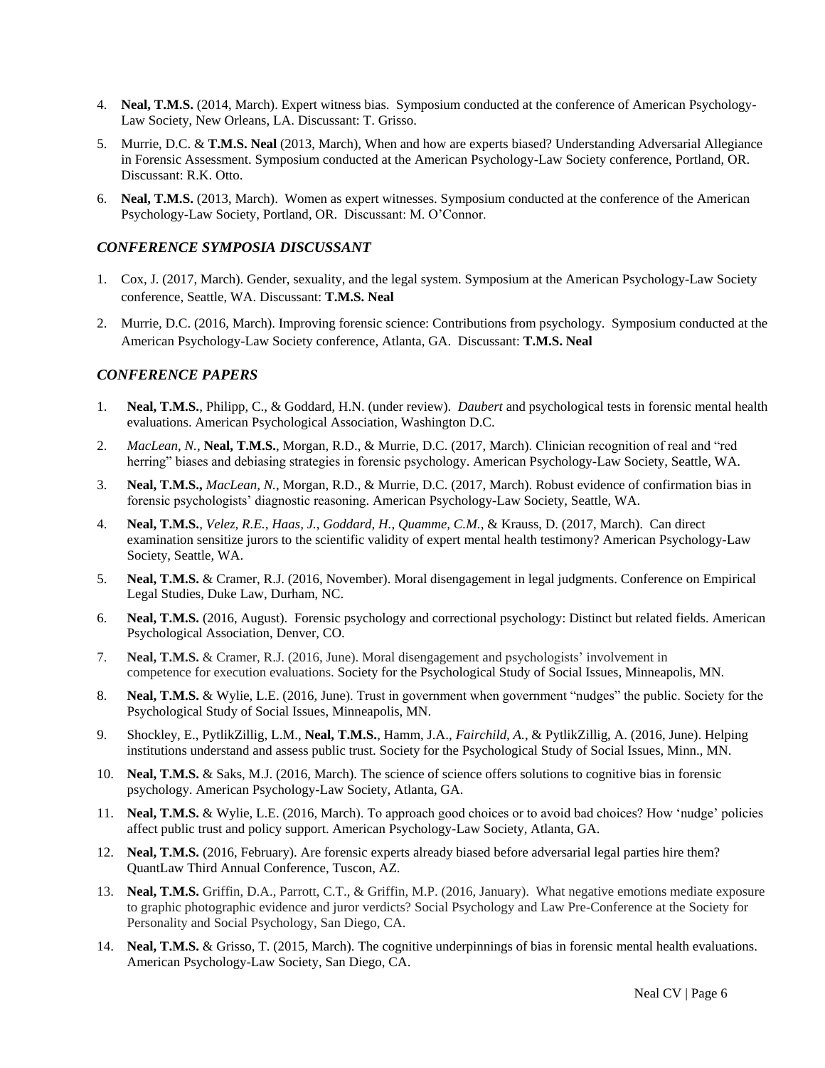4. **Neal, T.M.S.** (2014, March). Expert witness bias. Symposium conducted at the conference of American Psychology-Law Society, New Orleans, LA. Discussant: T. Grisso.

5. Murrie, D.C. & **T.M.S. Neal** (2013, March), When and how are experts biased? Understanding Adversarial Allegiance in Forensic Assessment. Symposium conducted at the American Psychology-Law Society conference, Portland, OR. Discussant: R.K. Otto.

6. **Neal, T.M.S.** (2013, March). Women as expert witnesses. Symposium conducted at the conference of the American Psychology-Law Society, Portland, OR. Discussant: M. O'Connor.

### *CONFERENCE SYMPOSIA DISCUSSANT*

1. Cox, J. (2017, March). Gender, sexuality, and the legal system. Symposium at the American Psychology-Law Society conference, Seattle, WA. Discussant: **T.M.S. Neal**

2. Murrie, D.C. (2016, March). Improving forensic science: Contributions from psychology. Symposium conducted at the American Psychology-Law Society conference, Atlanta, GA. Discussant: **T.M.S. Neal**

### *CONFERENCE PAPERS*

1. **Neal, T.M.S.**, Philipp, C., & Goddard, H.N. (under review). *Daubert* and psychological tests in forensic mental health evaluations. American Psychological Association, Washington D.C.

2. *MacLean, N.,* **Neal, T.M.S.**, Morgan, R.D., & Murrie, D.C. (2017, March). Clinician recognition of real and "red herring" biases and debiasing strategies in forensic psychology. American Psychology-Law Society, Seattle, WA.

3. **Neal, T.M.S.,** *MacLean, N.,* Morgan, R.D., & Murrie, D.C. (2017, March). Robust evidence of confirmation bias in forensic psychologists' diagnostic reasoning. American Psychology-Law Society, Seattle, WA.

4. **Neal, T.M.S.**, *Velez, R.E., Haas, J., Goddard, H., Quamme, C.M.,* & Krauss, D. (2017, March). Can direct examination sensitize jurors to the scientific validity of expert mental health testimony? American Psychology-Law Society, Seattle, WA.

5. **Neal, T.M.S.** & Cramer, R.J. (2016, November). Moral disengagement in legal judgments. Conference on Empirical Legal Studies, Duke Law, Durham, NC.

6. **Neal, T.M.S.** (2016, August). Forensic psychology and correctional psychology: Distinct but related fields. American Psychological Association, Denver, CO.

7. **Neal, T.M.S.** & Cramer, R.J. (2016, June). Moral disengagement and psychologists' involvement in competence for execution evaluations. Society for the Psychological Study of Social Issues, Minneapolis, MN.

8. **Neal, T.M.S.** & Wylie, L.E. (2016, June). Trust in government when government "nudges" the public. Society for the Psychological Study of Social Issues, Minneapolis, MN.

9. Shockley, E., PytlikZillig, L.M., **Neal, T.M.S.**, Hamm, J.A., *Fairchild, A.*, & PytlikZillig, A. (2016, June). Helping institutions understand and assess public trust. Society for the Psychological Study of Social Issues, Minn., MN.

10. **Neal, T.M.S.** & Saks, M.J. (2016, March). The science of science offers solutions to cognitive bias in forensic psychology. American Psychology-Law Society, Atlanta, GA.

11. **Neal, T.M.S.** & Wylie, L.E. (2016, March). To approach good choices or to avoid bad choices? How 'nudge' policies affect public trust and policy support. American Psychology-Law Society, Atlanta, GA.

12. **Neal, T.M.S.** (2016, February). Are forensic experts already biased before adversarial legal parties hire them? QuantLaw Third Annual Conference, Tuscon, AZ.

13. **Neal, T.M.S.** Griffin, D.A., Parrott, C.T., & Griffin, M.P. (2016, January). What negative emotions mediate exposure to graphic photographic evidence and juror verdicts? Social Psychology and Law Pre-Conference at the Society for Personality and Social Psychology, San Diego, CA.

14. **Neal, T.M.S.** & Grisso, T. (2015, March). The cognitive underpinnings of bias in forensic mental health evaluations. American Psychology-Law Society, San Diego, CA.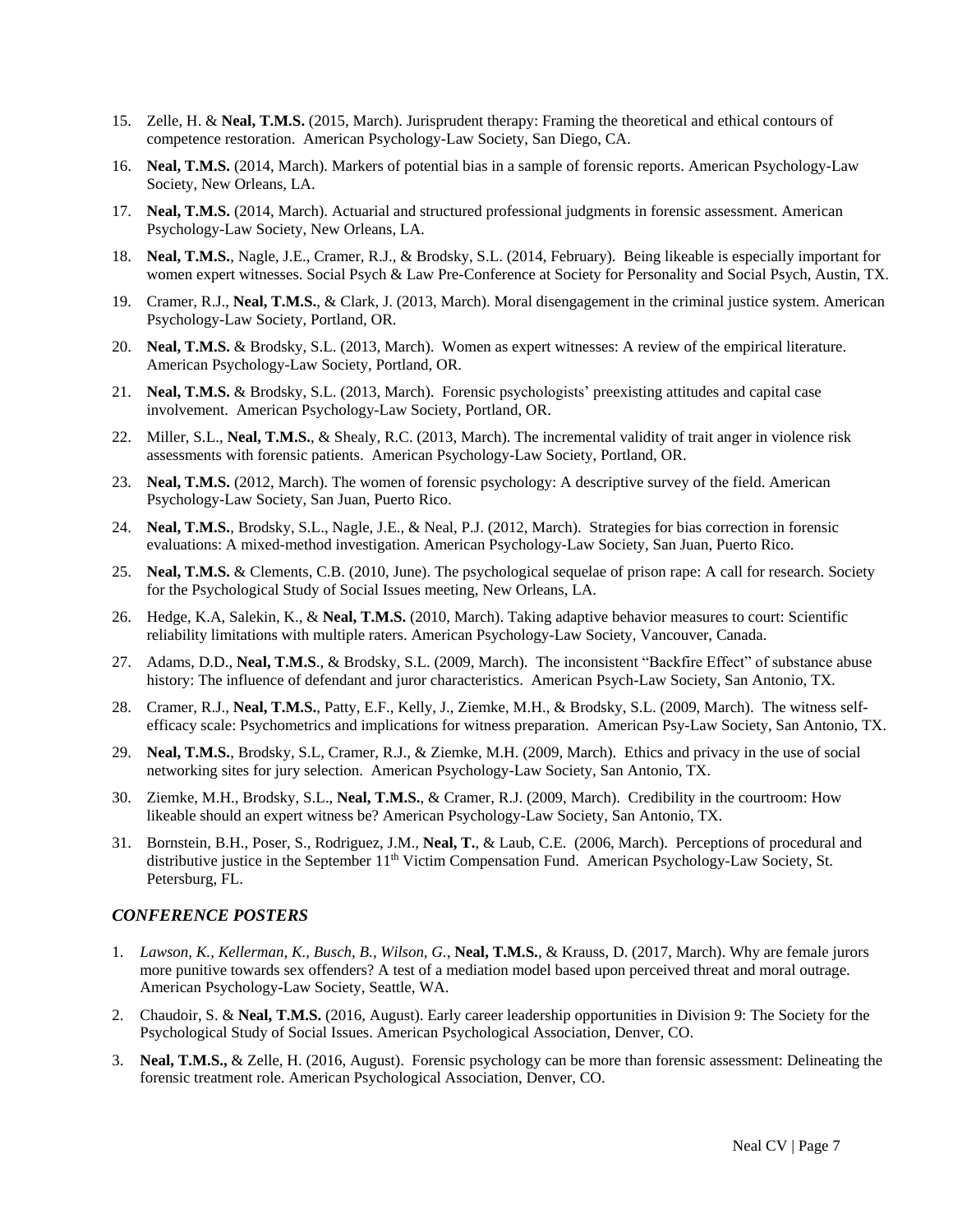15. Zelle, H. & **Neal, T.M.S.** (2015, March). Jurisprudent therapy: Framing the theoretical and ethical contours of competence restoration. American Psychology-Law Society, San Diego, CA.
16. **Neal, T.M.S.** (2014, March). Markers of potential bias in a sample of forensic reports. American Psychology-Law Society, New Orleans, LA.
17. **Neal, T.M.S.** (2014, March). Actuarial and structured professional judgments in forensic assessment. American Psychology-Law Society, New Orleans, LA.
18. **Neal, T.M.S.**, Nagle, J.E., Cramer, R.J., & Brodsky, S.L. (2014, February). Being likeable is especially important for women expert witnesses. Social Psych & Law Pre-Conference at Society for Personality and Social Psych, Austin, TX.
19. Cramer, R.J., **Neal, T.M.S.**, & Clark, J. (2013, March). Moral disengagement in the criminal justice system. American Psychology-Law Society, Portland, OR.
20. **Neal, T.M.S.** & Brodsky, S.L. (2013, March). Women as expert witnesses: A review of the empirical literature. American Psychology-Law Society, Portland, OR.
21. **Neal, T.M.S.** & Brodsky, S.L. (2013, March). Forensic psychologists' preexisting attitudes and capital case involvement. American Psychology-Law Society, Portland, OR.
22. Miller, S.L., **Neal, T.M.S.**, & Shealy, R.C. (2013, March). The incremental validity of trait anger in violence risk assessments with forensic patients. American Psychology-Law Society, Portland, OR.
23. **Neal, T.M.S.** (2012, March). The women of forensic psychology: A descriptive survey of the field. American Psychology-Law Society, San Juan, Puerto Rico.
24. **Neal, T.M.S.**, Brodsky, S.L., Nagle, J.E., & Neal, P.J. (2012, March). Strategies for bias correction in forensic evaluations: A mixed-method investigation. American Psychology-Law Society, San Juan, Puerto Rico.
25. **Neal, T.M.S.** & Clements, C.B. (2010, June). The psychological sequelae of prison rape: A call for research. Society for the Psychological Study of Social Issues meeting, New Orleans, LA.
26. Hedge, K.A, Salekin, K., & **Neal, T.M.S.** (2010, March). Taking adaptive behavior measures to court: Scientific reliability limitations with multiple raters. American Psychology-Law Society, Vancouver, Canada.
27. Adams, D.D., **Neal, T.M.S**., & Brodsky, S.L. (2009, March). The inconsistent "Backfire Effect" of substance abuse history: The influence of defendant and juror characteristics. American Psych-Law Society, San Antonio, TX.
28. Cramer, R.J., **Neal, T.M.S.**, Patty, E.F., Kelly, J., Ziemke, M.H., & Brodsky, S.L. (2009, March). The witness self-efficacy scale: Psychometrics and implications for witness preparation. American Psy-Law Society, San Antonio, TX.
29. **Neal, T.M.S.**, Brodsky, S.L, Cramer, R.J., & Ziemke, M.H. (2009, March). Ethics and privacy in the use of social networking sites for jury selection. American Psychology-Law Society, San Antonio, TX.
30. Ziemke, M.H., Brodsky, S.L., **Neal, T.M.S.**, & Cramer, R.J. (2009, March). Credibility in the courtroom: How likeable should an expert witness be? American Psychology-Law Society, San Antonio, TX.
31. Bornstein, B.H., Poser, S., Rodriguez, J.M., **Neal, T.**, & Laub, C.E. (2006, March). Perceptions of procedural and distributive justice in the September 11th Victim Compensation Fund. American Psychology-Law Society, St. Petersburg, FL.

### *CONFERENCE POSTERS*

1. *Lawson, K., Kellerman, K., Busch, B., Wilson, G.*, **Neal, T.M.S.**, & Krauss, D. (2017, March). Why are female jurors more punitive towards sex offenders? A test of a mediation model based upon perceived threat and moral outrage. American Psychology-Law Society, Seattle, WA.
2. Chaudoir, S. & **Neal, T.M.S.** (2016, August). Early career leadership opportunities in Division 9: The Society for the Psychological Study of Social Issues. American Psychological Association, Denver, CO.
3. **Neal, T.M.S.,** & Zelle, H. (2016, August). Forensic psychology can be more than forensic assessment: Delineating the forensic treatment role. American Psychological Association, Denver, CO.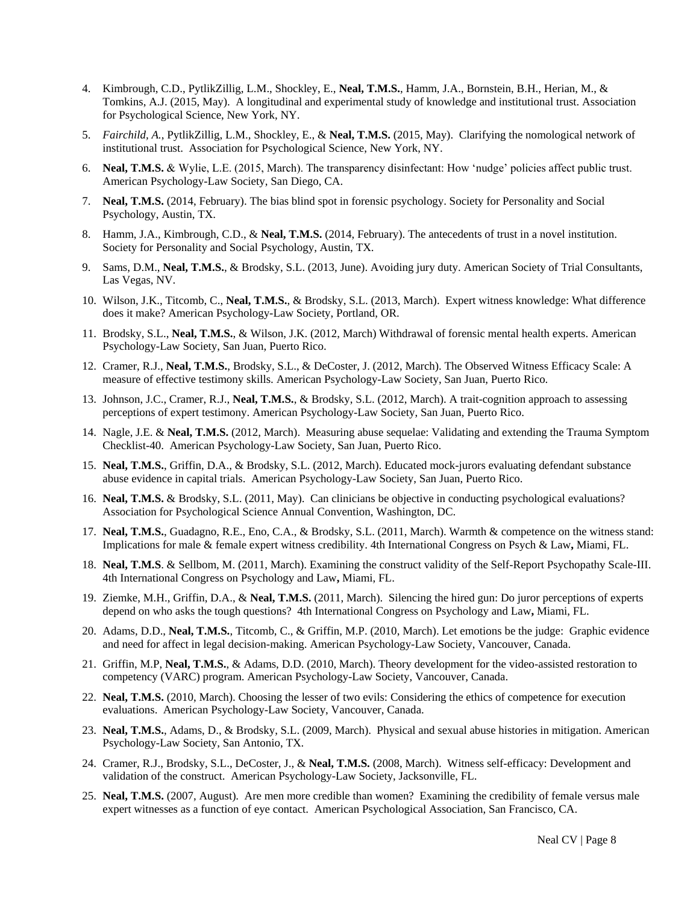4. Kimbrough, C.D., PytlikZillig, L.M., Shockley, E., **Neal, T.M.S.**, Hamm, J.A., Bornstein, B.H., Herian, M., & Tomkins, A.J. (2015, May). A longitudinal and experimental study of knowledge and institutional trust. Association for Psychological Science, New York, NY.
5. *Fairchild, A.*, PytlikZillig, L.M., Shockley, E., & **Neal, T.M.S.** (2015, May). Clarifying the nomological network of institutional trust. Association for Psychological Science, New York, NY.
6. **Neal, T.M.S.** & Wylie, L.E. (2015, March). The transparency disinfectant: How 'nudge' policies affect public trust. American Psychology-Law Society, San Diego, CA.
7. **Neal, T.M.S.** (2014, February). The bias blind spot in forensic psychology. Society for Personality and Social Psychology, Austin, TX.
8. Hamm, J.A., Kimbrough, C.D., & **Neal, T.M.S.** (2014, February). The antecedents of trust in a novel institution. Society for Personality and Social Psychology, Austin, TX.
9. Sams, D.M., **Neal, T.M.S.**, & Brodsky, S.L. (2013, June). Avoiding jury duty. American Society of Trial Consultants, Las Vegas, NV.
10. Wilson, J.K., Titcomb, C., **Neal, T.M.S.**, & Brodsky, S.L. (2013, March). Expert witness knowledge: What difference does it make? American Psychology-Law Society, Portland, OR.
11. Brodsky, S.L., **Neal, T.M.S.**, & Wilson, J.K. (2012, March) Withdrawal of forensic mental health experts. American Psychology-Law Society, San Juan, Puerto Rico.
12. Cramer, R.J., **Neal, T.M.S.**, Brodsky, S.L., & DeCoster, J. (2012, March). The Observed Witness Efficacy Scale: A measure of effective testimony skills. American Psychology-Law Society, San Juan, Puerto Rico.
13. Johnson, J.C., Cramer, R.J., **Neal, T.M.S.**, & Brodsky, S.L. (2012, March). A trait-cognition approach to assessing perceptions of expert testimony. American Psychology-Law Society, San Juan, Puerto Rico.
14. Nagle, J.E. & **Neal, T.M.S.** (2012, March). Measuring abuse sequelae: Validating and extending the Trauma Symptom Checklist-40. American Psychology-Law Society, San Juan, Puerto Rico.
15. **Neal, T.M.S.**, Griffin, D.A., & Brodsky, S.L. (2012, March). Educated mock-jurors evaluating defendant substance abuse evidence in capital trials. American Psychology-Law Society, San Juan, Puerto Rico.
16. **Neal, T.M.S.** & Brodsky, S.L. (2011, May). Can clinicians be objective in conducting psychological evaluations? Association for Psychological Science Annual Convention, Washington, DC.
17. **Neal, T.M.S.**, Guadagno, R.E., Eno, C.A., & Brodsky, S.L. (2011, March). Warmth & competence on the witness stand: Implications for male & female expert witness credibility. 4th International Congress on Psych & Law**,** Miami, FL.
18. **Neal, T.M.S**. & Sellbom, M. (2011, March). Examining the construct validity of the Self-Report Psychopathy Scale-III. 4th International Congress on Psychology and Law**,** Miami, FL.
19. Ziemke, M.H., Griffin, D.A., & **Neal, T.M.S.** (2011, March). Silencing the hired gun: Do juror perceptions of experts depend on who asks the tough questions? 4th International Congress on Psychology and Law**,** Miami, FL.
20. Adams, D.D., **Neal, T.M.S.**, Titcomb, C., & Griffin, M.P. (2010, March). Let emotions be the judge: Graphic evidence and need for affect in legal decision-making. American Psychology-Law Society, Vancouver, Canada.
21. Griffin, M.P, **Neal, T.M.S.**, & Adams, D.D. (2010, March). Theory development for the video-assisted restoration to competency (VARC) program. American Psychology-Law Society, Vancouver, Canada.
22. **Neal, T.M.S.** (2010, March). Choosing the lesser of two evils: Considering the ethics of competence for execution evaluations. American Psychology-Law Society, Vancouver, Canada.
23. **Neal, T.M.S.**, Adams, D., & Brodsky, S.L. (2009, March). Physical and sexual abuse histories in mitigation. American Psychology-Law Society, San Antonio, TX.
24. Cramer, R.J., Brodsky, S.L., DeCoster, J., & **Neal, T.M.S.** (2008, March). Witness self-efficacy: Development and validation of the construct. American Psychology-Law Society, Jacksonville, FL.
25. **Neal, T.M.S.** (2007, August). Are men more credible than women? Examining the credibility of female versus male expert witnesses as a function of eye contact. American Psychological Association, San Francisco, CA.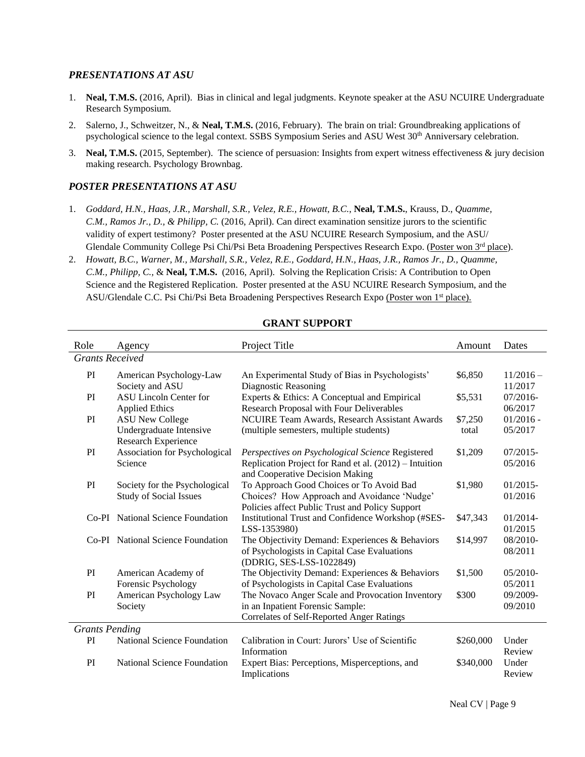### *PRESENTATIONS AT ASU*

1. **Neal, T.M.S.** (2016, April). Bias in clinical and legal judgments. Keynote speaker at the ASU NCUIRE Undergraduate Research Symposium.
2. Salerno, J., Schweitzer, N., & **Neal, T.M.S.** (2016, February). The brain on trial: Groundbreaking applications of psychological science to the legal context. SSBS Symposium Series and ASU West 30th Anniversary celebration.
3. **Neal, T.M.S.** (2015, September). The science of persuasion: Insights from expert witness effectiveness & jury decision making research. Psychology Brownbag.

### *POSTER PRESENTATIONS AT ASU*

1. *Goddard, H.N., Haas, J.R., Marshall, S.R., Velez, R.E., Howatt, B.C.*, **Neal, T.M.S.**, Krauss, D., *Quamme, C.M., Ramos Jr., D., & Philipp, C.* (2016, April). Can direct examination sensitize jurors to the scientific validity of expert testimony? Poster presented at the ASU NCUIRE Research Symposium, and the ASU/ Glendale Community College Psi Chi/Psi Beta Broadening Perspectives Research Expo. (Poster won 3rd place).
2. *Howatt, B.C., Warner, M., Marshall, S.R., Velez, R.E., Goddard, H.N., Haas, J.R., Ramos Jr., D., Quamme, C.M., Philipp, C.,* & **Neal, T.M.S.** (2016, April). Solving the Replication Crisis: A Contribution to Open Science and the Registered Replication. Poster presented at the ASU NCUIRE Research Symposium, and the ASU/Glendale C.C. Psi Chi/Psi Beta Broadening Perspectives Research Expo (Poster won 1st place).

## GRANT SUPPORT

| Role | Agency | Project Title | Amount | Dates |
|---|---|---|---|---|
| *Grants Received* | | | | |
| PI | American Psychology-Law Society and ASU | An Experimental Study of Bias in Psychologists' Diagnostic Reasoning | $6,850 | 11/2016 – 11/2017 |
| PI | ASU Lincoln Center for Applied Ethics | Experts & Ethics: A Conceptual and Empirical Research Proposal with Four Deliverables | $5,531 | 07/2016-06/2017 |
| PI | ASU New College Undergraduate Intensive Research Experience | NCUIRE Team Awards, Research Assistant Awards (multiple semesters, multiple students) | $7,250 total | 01/2016 - 05/2017 |
| PI | Association for Psychological Science | *Perspectives on Psychological Science* Registered Replication Project for Rand et al. (2012) – Intuition and Cooperative Decision Making | $1,209 | 07/2015-05/2016 |
| PI | Society for the Psychological Study of Social Issues | To Approach Good Choices or To Avoid Bad Choices? How Approach and Avoidance 'Nudge' Policies affect Public Trust and Policy Support | $1,980 | 01/2015-01/2016 |
| Co-PI | National Science Foundation | Institutional Trust and Confidence Workshop (#SES-LSS-1353980) | $47,343 | 01/2014-01/2015 |
| Co-PI | National Science Foundation | The Objectivity Demand: Experiences & Behaviors of Psychologists in Capital Case Evaluations (DDRIG, SES-LSS-1022849) | $14,997 | 08/2010-08/2011 |
| PI | American Academy of Forensic Psychology | The Objectivity Demand: Experiences & Behaviors of Psychologists in Capital Case Evaluations | $1,500 | 05/2010-05/2011 |
| PI | American Psychology Law Society | The Novaco Anger Scale and Provocation Inventory in an Inpatient Forensic Sample: Correlates of Self-Reported Anger Ratings | $300 | 09/2009-09/2010 |
| *Grants Pending* | | | | |
| PI | National Science Foundation | Calibration in Court: Jurors' Use of Scientific Information | $260,000 | Under Review |
| PI | National Science Foundation | Expert Bias: Perceptions, Misperceptions, and Implications | $340,000 | Under Review |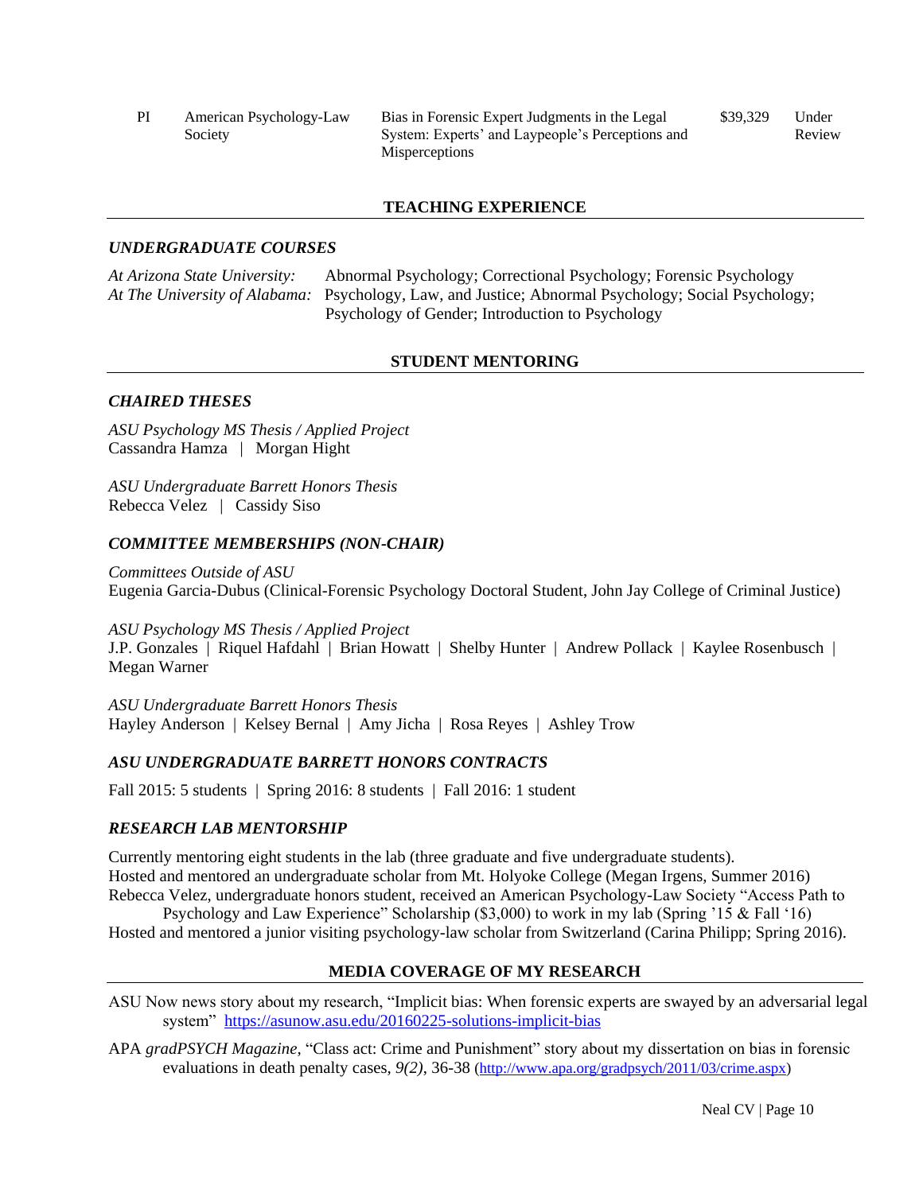| PI | American Psychology-Law Society | Bias in Forensic Expert Judgments in the Legal System: Experts' and Laypeople's Perceptions and Misperceptions | $39,329 | Under Review |
|---|---|---|---|---|

## TEACHING EXPERIENCE

### *UNDERGRADUATE COURSES*

*At Arizona State University:* Abnormal Psychology; Correctional Psychology; Forensic Psychology
*At The University of Alabama:* Psychology, Law, and Justice; Abnormal Psychology; Social Psychology; Psychology of Gender; Introduction to Psychology

## STUDENT MENTORING

### *CHAIRED THESES*

*ASU Psychology MS Thesis / Applied Project*
Cassandra Hamza | Morgan Hight

*ASU Undergraduate Barrett Honors Thesis*
Rebecca Velez | Cassidy Siso

### *COMMITTEE MEMBERSHIPS (NON-CHAIR)*

*Committees Outside of ASU*
Eugenia Garcia-Dubus (Clinical-Forensic Psychology Doctoral Student, John Jay College of Criminal Justice)

*ASU Psychology MS Thesis / Applied Project*
J.P. Gonzales | Riquel Hafdahl | Brian Howatt | Shelby Hunter | Andrew Pollack | Kaylee Rosenbusch | Megan Warner

*ASU Undergraduate Barrett Honors Thesis*
Hayley Anderson | Kelsey Bernal | Amy Jicha | Rosa Reyes | Ashley Trow

### *ASU UNDERGRADUATE BARRETT HONORS CONTRACTS*

Fall 2015: 5 students | Spring 2016: 8 students | Fall 2016: 1 student

### *RESEARCH LAB MENTORSHIP*

Currently mentoring eight students in the lab (three graduate and five undergraduate students).
Hosted and mentored an undergraduate scholar from Mt. Holyoke College (Megan Irgens, Summer 2016)
Rebecca Velez, undergraduate honors student, received an American Psychology-Law Society "Access Path to Psychology and Law Experience" Scholarship ($3,000) to work in my lab (Spring '15 & Fall '16)
Hosted and mentored a junior visiting psychology-law scholar from Switzerland (Carina Philipp; Spring 2016).

## MEDIA COVERAGE OF MY RESEARCH

ASU Now news story about my research, "Implicit bias: When forensic experts are swayed by an adversarial legal system" https://asunow.asu.edu/20160225-solutions-implicit-bias

APA *gradPSYCH Magazine*, "Class act: Crime and Punishment" story about my dissertation on bias in forensic evaluations in death penalty cases, *9(2)*, 36-38 (http://www.apa.org/gradpsych/2011/03/crime.aspx)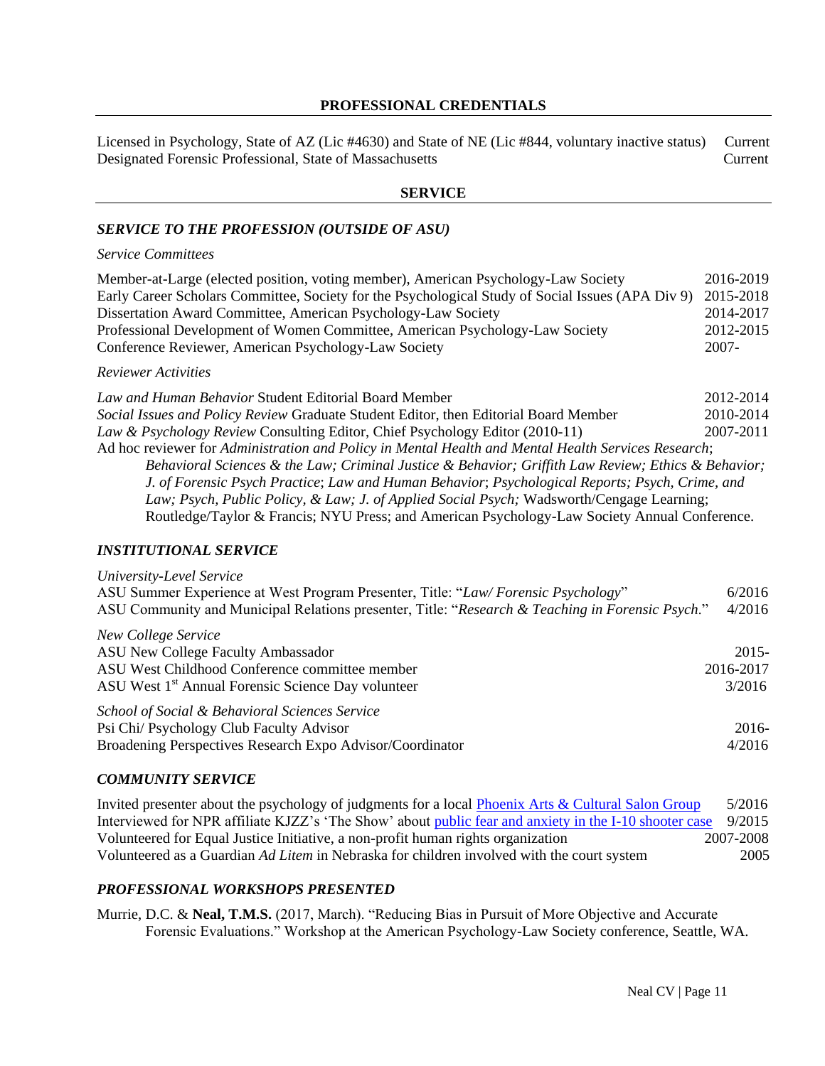## PROFESSIONAL CREDENTIALS

Licensed in Psychology, State of AZ (Lic #4630) and State of NE (Lic #844, voluntary inactive status) Current
Designated Forensic Professional, State of Massachusetts Current

## SERVICE

### *SERVICE TO THE PROFESSION (OUTSIDE OF ASU)*

*Service Committees*

Member-at-Large (elected position, voting member), American Psychology-Law Society 2016-2019
Early Career Scholars Committee, Society for the Psychological Study of Social Issues (APA Div 9) 2015-2018
Dissertation Award Committee, American Psychology-Law Society 2014-2017
Professional Development of Women Committee, American Psychology-Law Society 2012-2015
Conference Reviewer, American Psychology-Law Society 2007-

*Reviewer Activities*

*Law and Human Behavior* Student Editorial Board Member 2012-2014
*Social Issues and Policy Review* Graduate Student Editor, then Editorial Board Member 2010-2014
*Law & Psychology Review* Consulting Editor, Chief Psychology Editor (2010-11) 2007-2011
Ad hoc reviewer for *Administration and Policy in Mental Health and Mental Health Services Research*; *Behavioral Sciences & the Law; Criminal Justice & Behavior; Griffith Law Review; Ethics & Behavior; J. of Forensic Psych Practice*; *Law and Human Behavior*; *Psychological Reports; Psych, Crime, and Law; Psych, Public Policy, & Law; J. of Applied Social Psych;* Wadsworth/Cengage Learning; Routledge/Taylor & Francis; NYU Press; and American Psychology-Law Society Annual Conference.

### *INSTITUTIONAL SERVICE*

*University-Level Service*

ASU Summer Experience at West Program Presenter, Title: "*Law/ Forensic Psychology*" 6/2016
ASU Community and Municipal Relations presenter, Title: "*Research & Teaching in Forensic Psych*." 4/2016

*New College Service*

ASU New College Faculty Ambassador 2015-
ASU West Childhood Conference committee member 2016-2017
ASU West 1st Annual Forensic Science Day volunteer 3/2016

*School of Social & Behavioral Sciences Service*

Psi Chi/ Psychology Club Faculty Advisor 2016-
Broadening Perspectives Research Expo Advisor/Coordinator 4/2016

### *COMMUNITY SERVICE*

Invited presenter about the psychology of judgments for a local Phoenix Arts & Cultural Salon Group 5/2016
Interviewed for NPR affiliate KJZZ's 'The Show' about public fear and anxiety in the I-10 shooter case 9/2015
Volunteered for Equal Justice Initiative, a non-profit human rights organization 2007-2008
Volunteered as a Guardian *Ad Litem* in Nebraska for children involved with the court system 2005

### *PROFESSIONAL WORKSHOPS PRESENTED*

Murrie, D.C. & **Neal, T.M.S.** (2017, March). "Reducing Bias in Pursuit of More Objective and Accurate Forensic Evaluations." Workshop at the American Psychology-Law Society conference, Seattle, WA.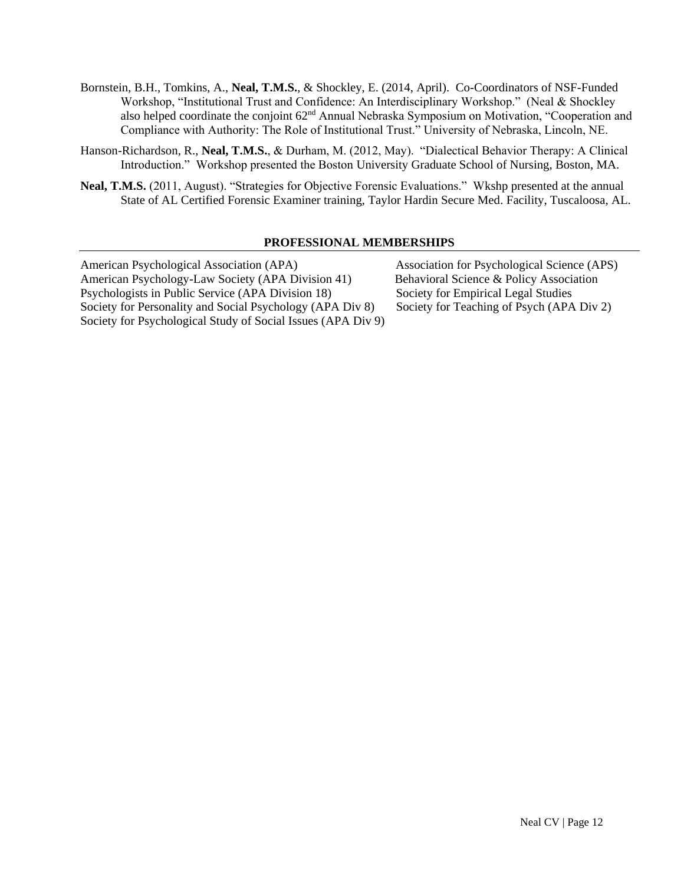Bornstein, B.H., Tomkins, A., **Neal, T.M.S.**, & Shockley, E. (2014, April). Co-Coordinators of NSF-Funded Workshop, "Institutional Trust and Confidence: An Interdisciplinary Workshop." (Neal & Shockley also helped coordinate the conjoint 62nd Annual Nebraska Symposium on Motivation, "Cooperation and Compliance with Authority: The Role of Institutional Trust." University of Nebraska, Lincoln, NE.

Hanson-Richardson, R., **Neal, T.M.S.**, & Durham, M. (2012, May). "Dialectical Behavior Therapy: A Clinical Introduction." Workshop presented the Boston University Graduate School of Nursing, Boston, MA.

**Neal, T.M.S.** (2011, August). "Strategies for Objective Forensic Evaluations." Wkshp presented at the annual State of AL Certified Forensic Examiner training, Taylor Hardin Secure Med. Facility, Tuscaloosa, AL.

## PROFESSIONAL MEMBERSHIPS

American Psychological Association (APA)
American Psychology-Law Society (APA Division 41)
Psychologists in Public Service (APA Division 18)
Society for Personality and Social Psychology (APA Div 8)
Society for Psychological Study of Social Issues (APA Div 9)
Association for Psychological Science (APS)
Behavioral Science & Policy Association
Society for Empirical Legal Studies
Society for Teaching of Psych (APA Div 2)